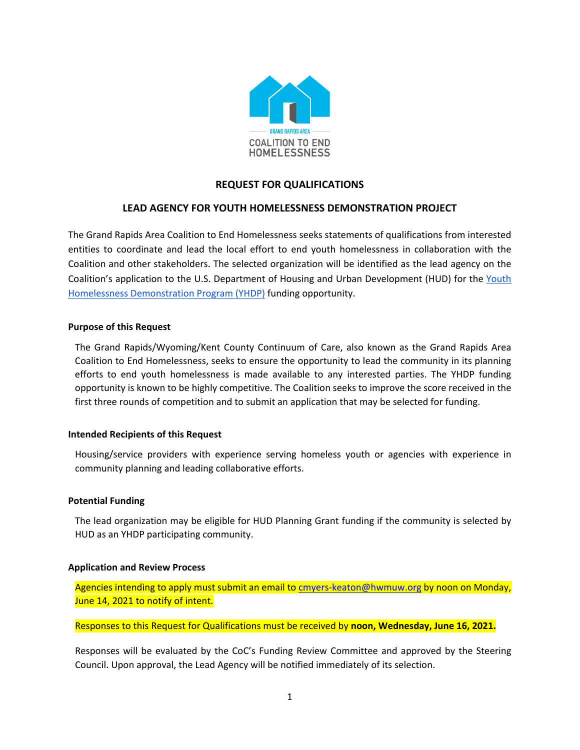GRAND RAPIDS AREA

COALITION TO END HOMELESSNESS

## REQUEST FOR QUALIFICATIONS

## LEAD AGENCY FOR YOUTH HOMELESSNESS DEMONSTRATION PROJECT

The Grand Rapids Area Coalition to End Homelessness seeks statements of qualifications from interested entities to coordinate and lead the local effort to end youth homelessness in collaboration with the Coalition and other stakeholders. The selected organization will be identified as the lead agency on the Coalition's application to the U.S. Department of Housing and Urban Development (HUD) for the Youth Homelessness Demonstration Program (YHDP) funding opportunity.

### Purpose of this Request

The Grand Rapids/Wyoming/Kent County Continuum of Care, also known as the Grand Rapids Area Coalition to End Homelessness, seeks to ensure the opportunity to lead the community in its planning efforts to end youth homelessness is made available to any interested parties. The YHDP funding opportunity is known to be highly competitive. The Coalition seeks to improve the score received in the first three rounds of competition and to submit an application that may be selected for funding.

### Intended Recipients of this Request

Housing/service providers with experience serving homeless youth or agencies with experience in community planning and leading collaborative efforts.

### Potential Funding

The lead organization may be eligible for HUD Planning Grant funding if the community is selected by HUD as an YHDP participating community.

### Application and Review Process

Agencies intending to apply must submit an email to cmyers-keaton@hwmuw.org by noon on Monday, June 14, 2021 to notify of intent.

Responses to this Request for Qualifications must be received by **noon, Wednesday, June 16, 2021.**

Responses will be evaluated by the CoC's Funding Review Committee and approved by the Steering Council. Upon approval, the Lead Agency will be notified immediately of its selection.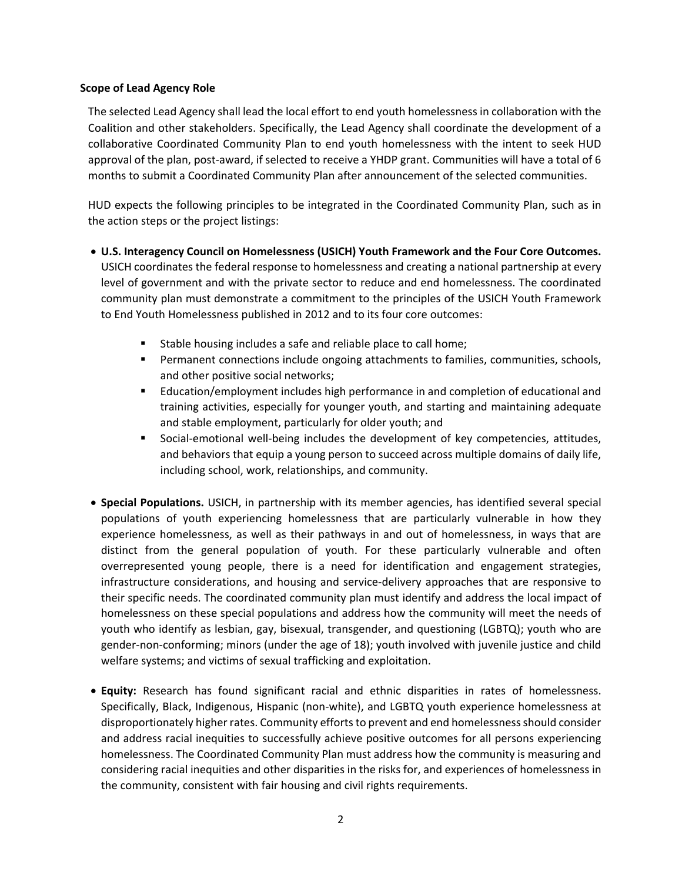**Scope of Lead Agency Role**

The selected Lead Agency shall lead the local effort to end youth homelessness in collaboration with the Coalition and other stakeholders. Specifically, the Lead Agency shall coordinate the development of a collaborative Coordinated Community Plan to end youth homelessness with the intent to seek HUD approval of the plan, post-award, if selected to receive a YHDP grant. Communities will have a total of 6 months to submit a Coordinated Community Plan after announcement of the selected communities.

HUD expects the following principles to be integrated in the Coordinated Community Plan, such as in the action steps or the project listings:

- **U.S. Interagency Council on Homelessness (USICH) Youth Framework and the Four Core Outcomes.** USICH coordinates the federal response to homelessness and creating a national partnership at every level of government and with the private sector to reduce and end homelessness. The coordinated community plan must demonstrate a commitment to the principles of the USICH Youth Framework to End Youth Homelessness published in 2012 and to its four core outcomes:
  - Stable housing includes a safe and reliable place to call home;
  - Permanent connections include ongoing attachments to families, communities, schools, and other positive social networks;
  - Education/employment includes high performance in and completion of educational and training activities, especially for younger youth, and starting and maintaining adequate and stable employment, particularly for older youth; and
  - Social-emotional well-being includes the development of key competencies, attitudes, and behaviors that equip a young person to succeed across multiple domains of daily life, including school, work, relationships, and community.

- **Special Populations.** USICH, in partnership with its member agencies, has identified several special populations of youth experiencing homelessness that are particularly vulnerable in how they experience homelessness, as well as their pathways in and out of homelessness, in ways that are distinct from the general population of youth. For these particularly vulnerable and often overrepresented young people, there is a need for identification and engagement strategies, infrastructure considerations, and housing and service-delivery approaches that are responsive to their specific needs. The coordinated community plan must identify and address the local impact of homelessness on these special populations and address how the community will meet the needs of youth who identify as lesbian, gay, bisexual, transgender, and questioning (LGBTQ); youth who are gender-non-conforming; minors (under the age of 18); youth involved with juvenile justice and child welfare systems; and victims of sexual trafficking and exploitation.

- **Equity:** Research has found significant racial and ethnic disparities in rates of homelessness. Specifically, Black, Indigenous, Hispanic (non-white), and LGBTQ youth experience homelessness at disproportionately higher rates. Community efforts to prevent and end homelessness should consider and address racial inequities to successfully achieve positive outcomes for all persons experiencing homelessness. The Coordinated Community Plan must address how the community is measuring and considering racial inequities and other disparities in the risks for, and experiences of homelessness in the community, consistent with fair housing and civil rights requirements.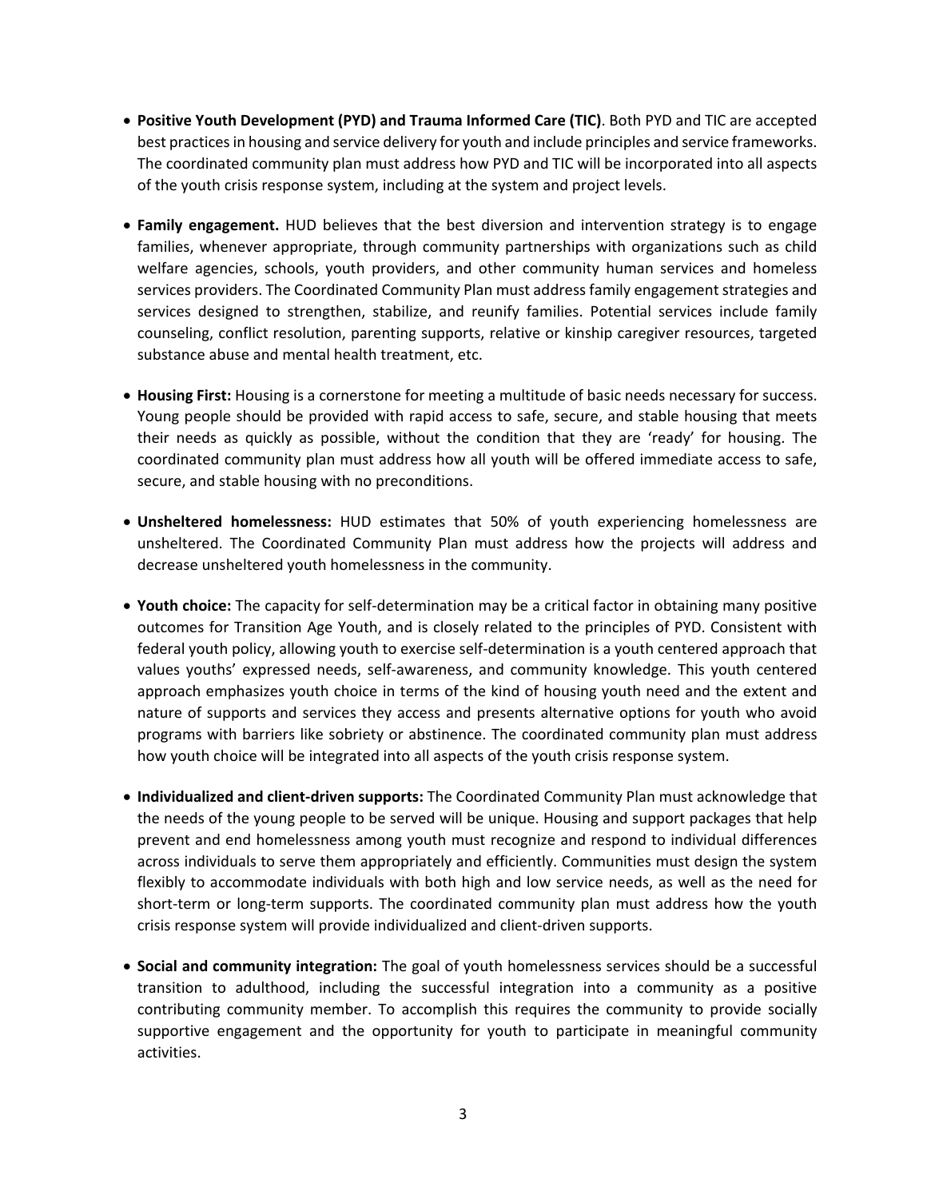- **Positive Youth Development (PYD) and Trauma Informed Care (TIC)**. Both PYD and TIC are accepted best practices in housing and service delivery for youth and include principles and service frameworks. The coordinated community plan must address how PYD and TIC will be incorporated into all aspects of the youth crisis response system, including at the system and project levels.

- **Family engagement.** HUD believes that the best diversion and intervention strategy is to engage families, whenever appropriate, through community partnerships with organizations such as child welfare agencies, schools, youth providers, and other community human services and homeless services providers. The Coordinated Community Plan must address family engagement strategies and services designed to strengthen, stabilize, and reunify families. Potential services include family counseling, conflict resolution, parenting supports, relative or kinship caregiver resources, targeted substance abuse and mental health treatment, etc.

- **Housing First:** Housing is a cornerstone for meeting a multitude of basic needs necessary for success. Young people should be provided with rapid access to safe, secure, and stable housing that meets their needs as quickly as possible, without the condition that they are 'ready' for housing. The coordinated community plan must address how all youth will be offered immediate access to safe, secure, and stable housing with no preconditions.

- **Unsheltered homelessness:** HUD estimates that 50% of youth experiencing homelessness are unsheltered. The Coordinated Community Plan must address how the projects will address and decrease unsheltered youth homelessness in the community.

- **Youth choice:** The capacity for self-determination may be a critical factor in obtaining many positive outcomes for Transition Age Youth, and is closely related to the principles of PYD. Consistent with federal youth policy, allowing youth to exercise self-determination is a youth centered approach that values youths' expressed needs, self-awareness, and community knowledge. This youth centered approach emphasizes youth choice in terms of the kind of housing youth need and the extent and nature of supports and services they access and presents alternative options for youth who avoid programs with barriers like sobriety or abstinence. The coordinated community plan must address how youth choice will be integrated into all aspects of the youth crisis response system.

- **Individualized and client-driven supports:** The Coordinated Community Plan must acknowledge that the needs of the young people to be served will be unique. Housing and support packages that help prevent and end homelessness among youth must recognize and respond to individual differences across individuals to serve them appropriately and efficiently. Communities must design the system flexibly to accommodate individuals with both high and low service needs, as well as the need for short-term or long-term supports. The coordinated community plan must address how the youth crisis response system will provide individualized and client-driven supports.

- **Social and community integration:** The goal of youth homelessness services should be a successful transition to adulthood, including the successful integration into a community as a positive contributing community member. To accomplish this requires the community to provide socially supportive engagement and the opportunity for youth to participate in meaningful community activities.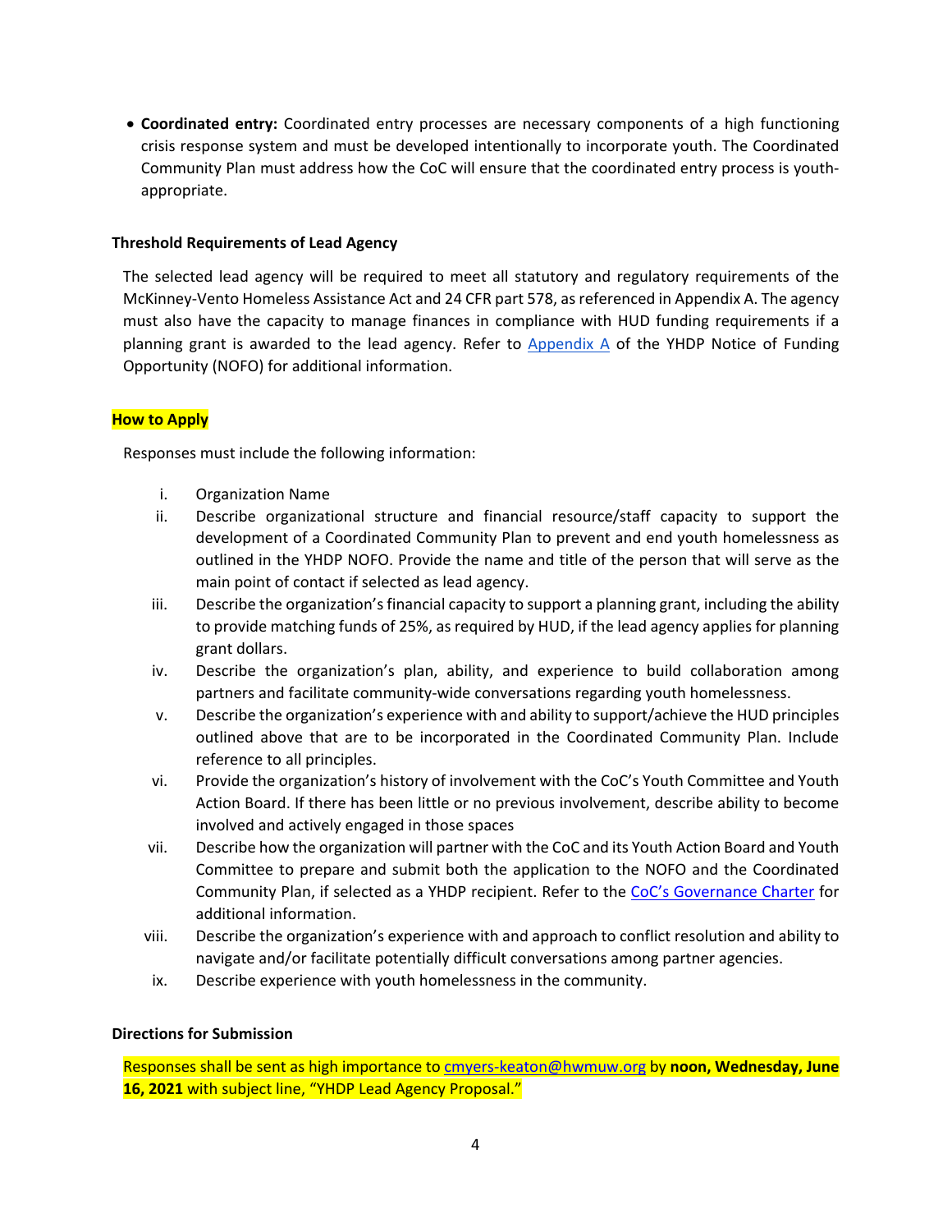- **Coordinated entry:** Coordinated entry processes are necessary components of a high functioning crisis response system and must be developed intentionally to incorporate youth. The Coordinated Community Plan must address how the CoC will ensure that the coordinated entry process is youth-appropriate.

### Threshold Requirements of Lead Agency

The selected lead agency will be required to meet all statutory and regulatory requirements of the McKinney-Vento Homeless Assistance Act and 24 CFR part 578, as referenced in Appendix A. The agency must also have the capacity to manage finances in compliance with HUD funding requirements if a planning grant is awarded to the lead agency. Refer to Appendix A of the YHDP Notice of Funding Opportunity (NOFO) for additional information.

### How to Apply

Responses must include the following information:

i. Organization Name
ii. Describe organizational structure and financial resource/staff capacity to support the development of a Coordinated Community Plan to prevent and end youth homelessness as outlined in the YHDP NOFO. Provide the name and title of the person that will serve as the main point of contact if selected as lead agency.
iii. Describe the organization's financial capacity to support a planning grant, including the ability to provide matching funds of 25%, as required by HUD, if the lead agency applies for planning grant dollars.
iv. Describe the organization's plan, ability, and experience to build collaboration among partners and facilitate community-wide conversations regarding youth homelessness.
v. Describe the organization's experience with and ability to support/achieve the HUD principles outlined above that are to be incorporated in the Coordinated Community Plan. Include reference to all principles.
vi. Provide the organization's history of involvement with the CoC's Youth Committee and Youth Action Board. If there has been little or no previous involvement, describe ability to become involved and actively engaged in those spaces
vii. Describe how the organization will partner with the CoC and its Youth Action Board and Youth Committee to prepare and submit both the application to the NOFO and the Coordinated Community Plan, if selected as a YHDP recipient. Refer to the CoC's Governance Charter for additional information.
viii. Describe the organization's experience with and approach to conflict resolution and ability to navigate and/or facilitate potentially difficult conversations among partner agencies.
ix. Describe experience with youth homelessness in the community.

### Directions for Submission

Responses shall be sent as high importance to cmyers-keaton@hwmuw.org by **noon, Wednesday, June 16, 2021** with subject line, "YHDP Lead Agency Proposal."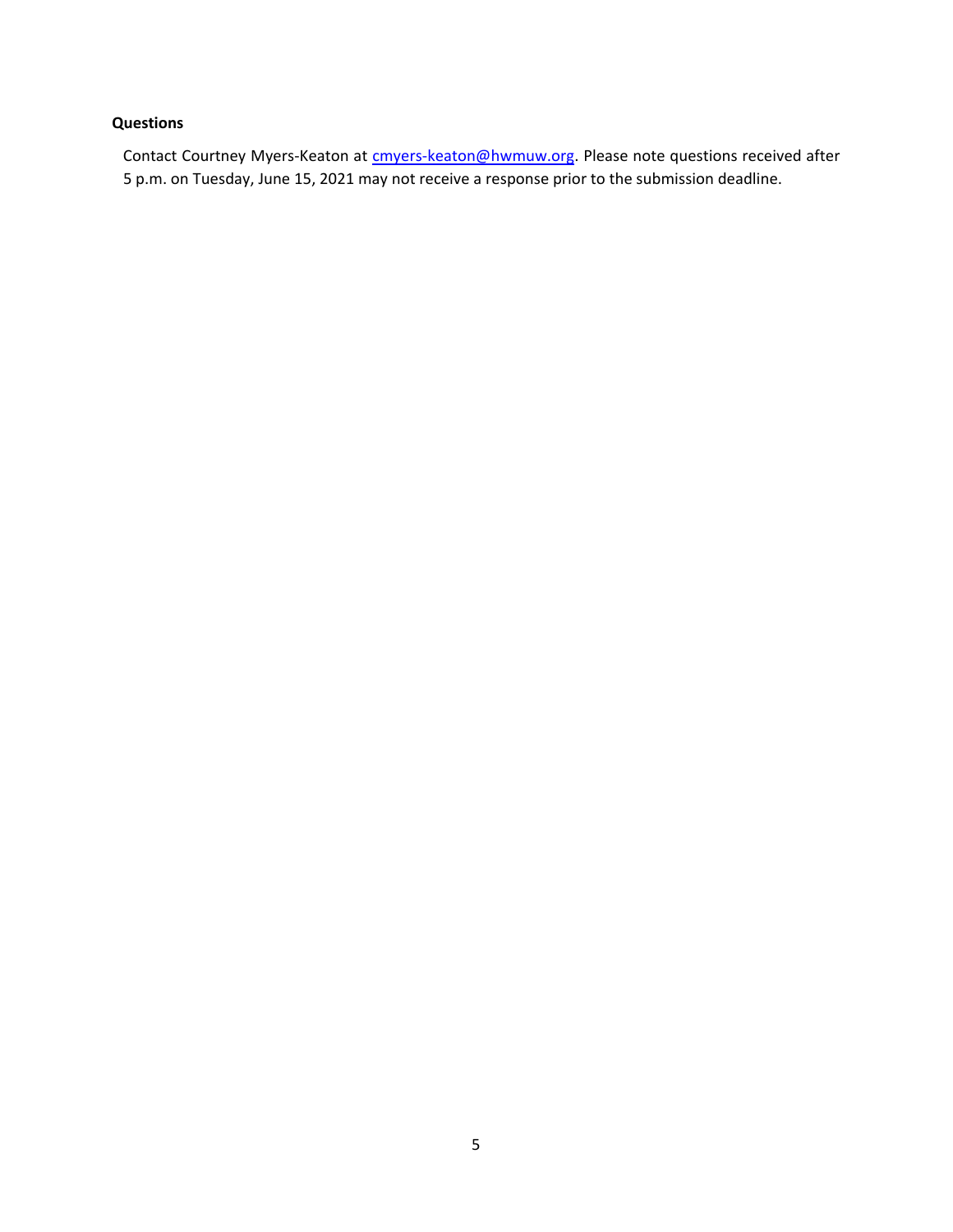**Questions**

Contact Courtney Myers-Keaton at cmyers-keaton@hwmuw.org. Please note questions received after 5 p.m. on Tuesday, June 15, 2021 may not receive a response prior to the submission deadline.